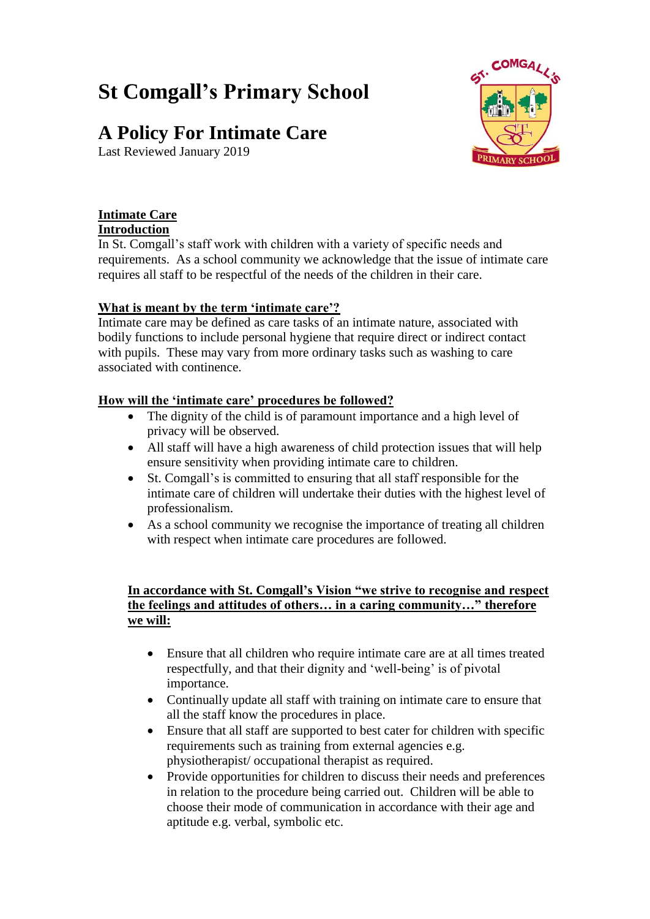# St Comgall's Primary School

## A Policy For Intimate Care

Last Reviewed January 2019

**Intimate Care**

**Introduction**

In St. Comgall's staff work with children with a variety of specific needs and requirements. As a school community we acknowledge that the issue of intimate care requires all staff to be respectful of the needs of the children in their care.

**What is meant by the term 'intimate care'?**

Intimate care may be defined as care tasks of an intimate nature, associated with bodily functions to include personal hygiene that require direct or indirect contact with pupils. These may vary from more ordinary tasks such as washing to care associated with continence.

**How will the 'intimate care' procedures be followed?**

- The dignity of the child is of paramount importance and a high level of privacy will be observed.
- All staff will have a high awareness of child protection issues that will help ensure sensitivity when providing intimate care to children.
- St. Comgall's is committed to ensuring that all staff responsible for the intimate care of children will undertake their duties with the highest level of professionalism.
- As a school community we recognise the importance of treating all children with respect when intimate care procedures are followed.

**In accordance with St. Comgall's Vision "we strive to recognise and respect the feelings and attitudes of others… in a caring community…" therefore we will:**

- Ensure that all children who require intimate care are at all times treated respectfully, and that their dignity and 'well-being' is of pivotal importance.
- Continually update all staff with training on intimate care to ensure that all the staff know the procedures in place.
- Ensure that all staff are supported to best cater for children with specific requirements such as training from external agencies e.g. physiotherapist/ occupational therapist as required.
- Provide opportunities for children to discuss their needs and preferences in relation to the procedure being carried out. Children will be able to choose their mode of communication in accordance with their age and aptitude e.g. verbal, symbolic etc.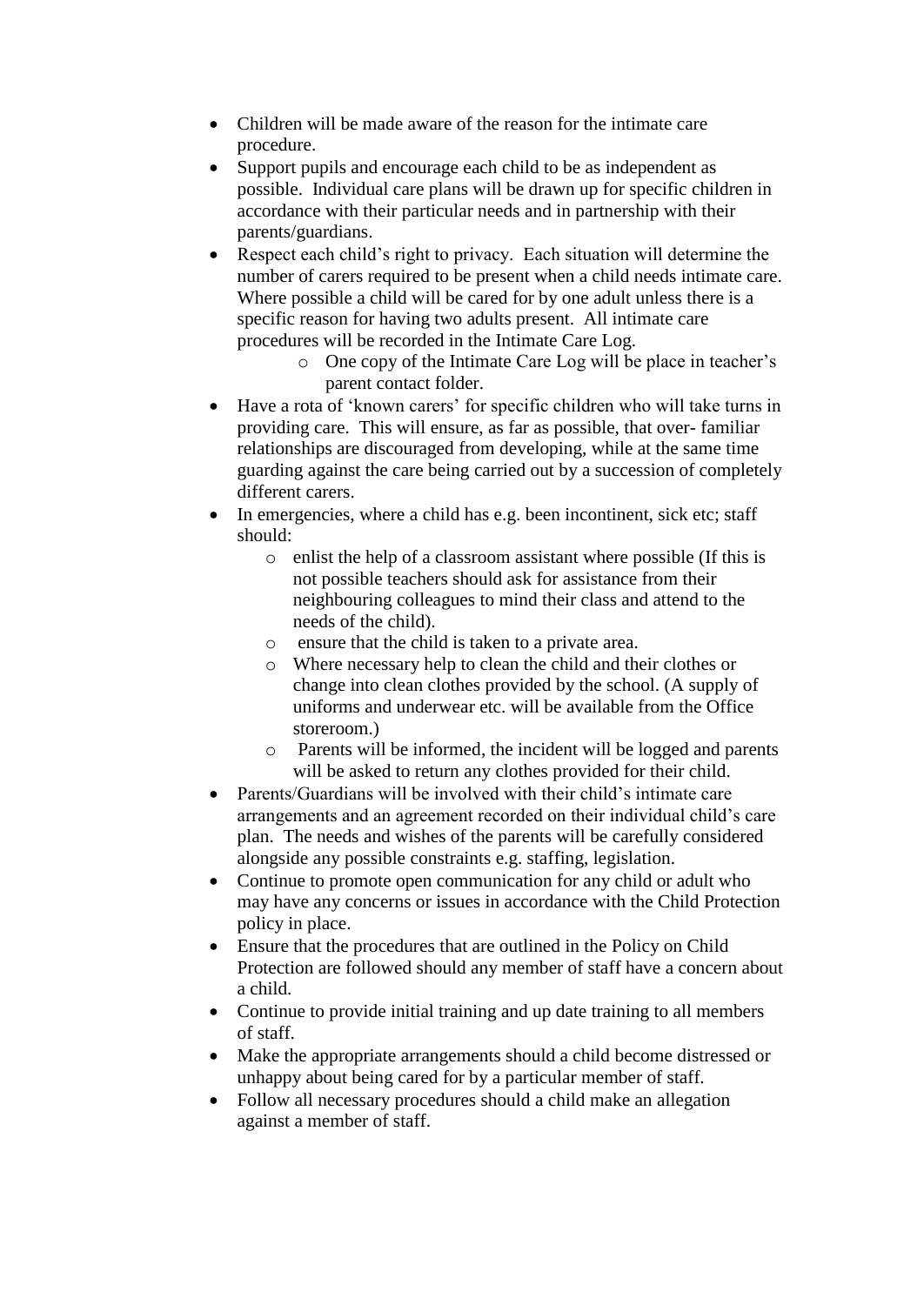- Children will be made aware of the reason for the intimate care procedure.
- Support pupils and encourage each child to be as independent as possible. Individual care plans will be drawn up for specific children in accordance with their particular needs and in partnership with their parents/guardians.
- Respect each child's right to privacy. Each situation will determine the number of carers required to be present when a child needs intimate care. Where possible a child will be cared for by one adult unless there is a specific reason for having two adults present. All intimate care procedures will be recorded in the Intimate Care Log.
    - One copy of the Intimate Care Log will be place in teacher's parent contact folder.
- Have a rota of 'known carers' for specific children who will take turns in providing care. This will ensure, as far as possible, that over- familiar relationships are discouraged from developing, while at the same time guarding against the care being carried out by a succession of completely different carers.
- In emergencies, where a child has e.g. been incontinent, sick etc; staff should:
    - enlist the help of a classroom assistant where possible (If this is not possible teachers should ask for assistance from their neighbouring colleagues to mind their class and attend to the needs of the child).
    - ensure that the child is taken to a private area.
    - Where necessary help to clean the child and their clothes or change into clean clothes provided by the school. (A supply of uniforms and underwear etc. will be available from the Office storeroom.)
    - Parents will be informed, the incident will be logged and parents will be asked to return any clothes provided for their child.
- Parents/Guardians will be involved with their child's intimate care arrangements and an agreement recorded on their individual child's care plan. The needs and wishes of the parents will be carefully considered alongside any possible constraints e.g. staffing, legislation.
- Continue to promote open communication for any child or adult who may have any concerns or issues in accordance with the Child Protection policy in place.
- Ensure that the procedures that are outlined in the Policy on Child Protection are followed should any member of staff have a concern about a child.
- Continue to provide initial training and up date training to all members of staff.
- Make the appropriate arrangements should a child become distressed or unhappy about being cared for by a particular member of staff.
- Follow all necessary procedures should a child make an allegation against a member of staff.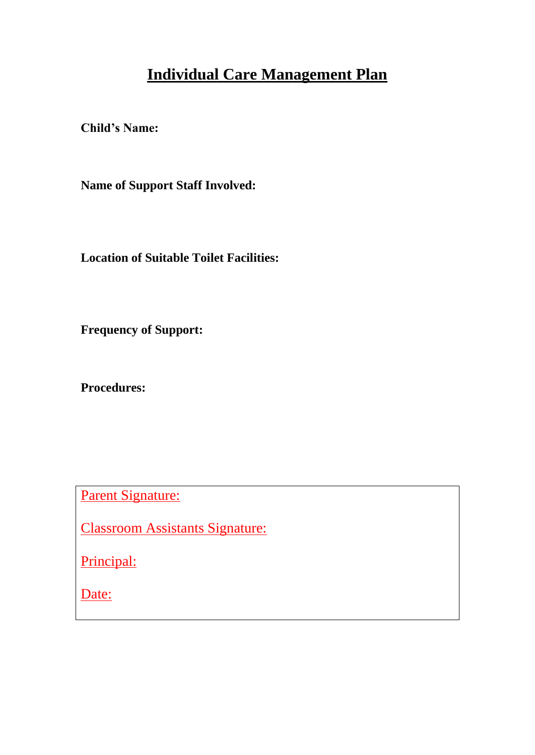# Individual Care Management Plan

**Child's Name:**

**Name of Support Staff Involved:**

**Location of Suitable Toilet Facilities:**

**Frequency of Support:**

**Procedures:**

Parent Signature:

Classroom Assistants Signature:

Principal:

Date: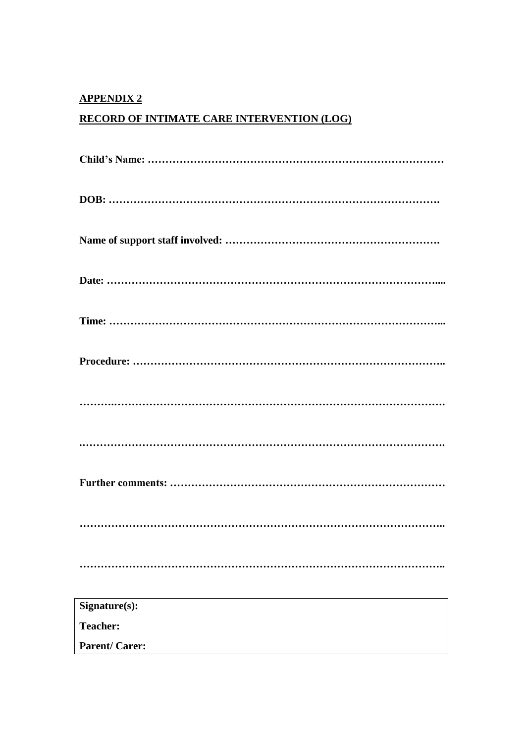**APPENDIX 2**

**RECORD OF INTIMATE CARE INTERVENTION (LOG)**

**Child's Name: ………………………………………………………………………**

**DOB: ………………………………………………………………………………….**

**Name of support staff involved: ………………………………………………….**

**Date: ………………………………………………………………………………....**

**Time: ………………………………………………………………………………...**

**Procedure: …………………………………………………………………………..**

**……….……………………………………………………………………………….**

**.……………………………………………………………………………………….**

**Further comments: …………………………………………………………………**

**…………………………………………………………………………………………..**

**…………………………………………………………………………………………..**

| |
|---|
| **Signature(s):** |
| **Teacher:** |
| **Parent/ Carer:** |